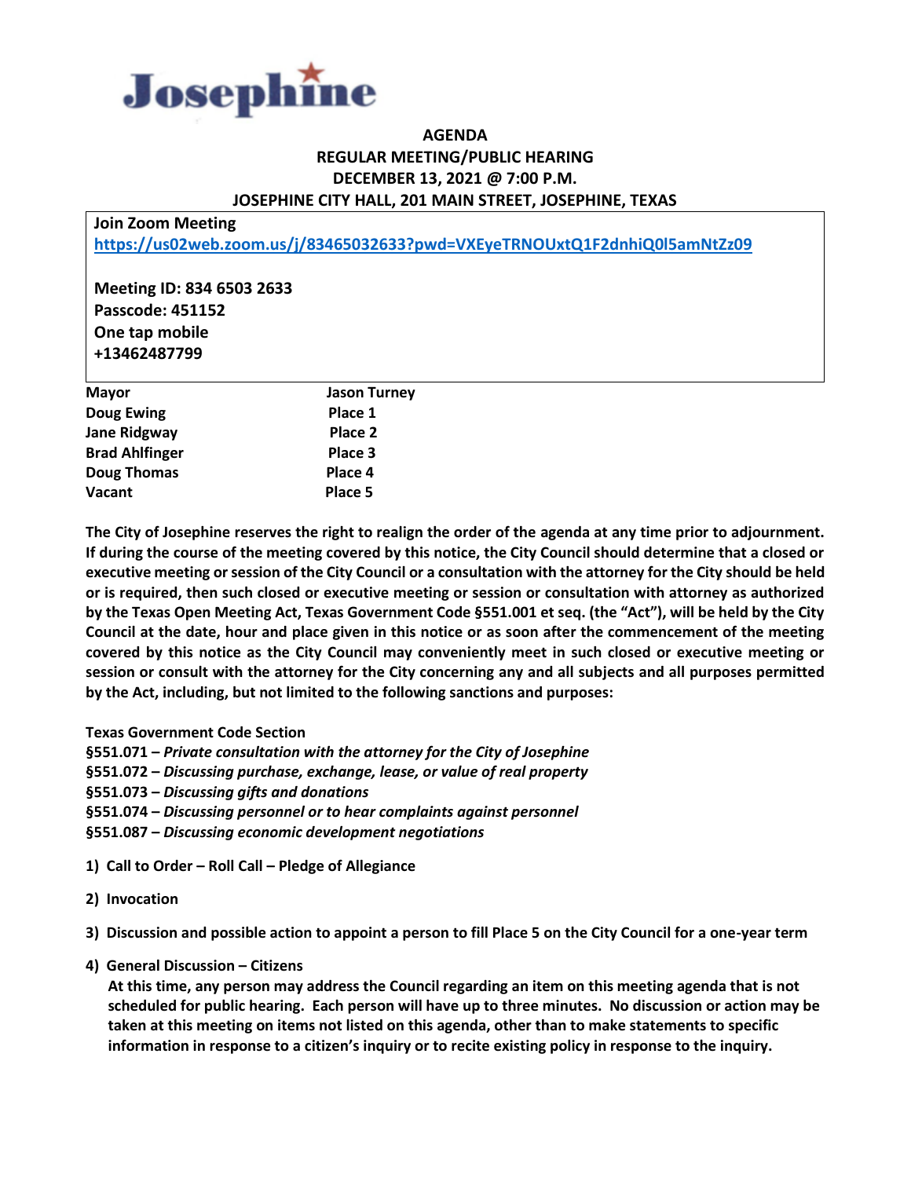# Josephine

## AGENDA
## REGULAR MEETING/PUBLIC HEARING
## DECEMBER 13, 2021 @ 7:00 P.M.
## JOSEPHINE CITY HALL, 201 MAIN STREET, JOSEPHINE, TEXAS

**Join Zoom Meeting**
https://us02web.zoom.us/j/83465032633?pwd=VXEyeTRNOUxtQ1F2dnhiQ0l5amNtZz09

**Meeting ID: 834 6503 2633**
**Passcode: 451152**
**One tap mobile**
**+13462487799**

| | |
|---|---|
| **Mayor** | **Jason Turney** |
| **Doug Ewing** | **Place 1** |
| **Jane Ridgway** | **Place 2** |
| **Brad Ahlfinger** | **Place 3** |
| **Doug Thomas** | **Place 4** |
| **Vacant** | **Place 5** |

**The City of Josephine reserves the right to realign the order of the agenda at any time prior to adjournment. If during the course of the meeting covered by this notice, the City Council should determine that a closed or executive meeting or session of the City Council or a consultation with the attorney for the City should be held or is required, then such closed or executive meeting or session or consultation with attorney as authorized by the Texas Open Meeting Act, Texas Government Code §551.001 et seq. (the "Act"), will be held by the City Council at the date, hour and place given in this notice or as soon after the commencement of the meeting covered by this notice as the City Council may conveniently meet in such closed or executive meeting or session or consult with the attorney for the City concerning any and all subjects and all purposes permitted by the Act, including, but not limited to the following sanctions and purposes:**

**Texas Government Code Section**
**§551.071 –** ***Private consultation with the attorney for the City of Josephine***
**§551.072 –** ***Discussing purchase, exchange, lease, or value of real property***
**§551.073 –** ***Discussing gifts and donations***
**§551.074 –** ***Discussing personnel or to hear complaints against personnel***
**§551.087 –** ***Discussing economic development negotiations***

1) **Call to Order – Roll Call – Pledge of Allegiance**

2) **Invocation**

3) **Discussion and possible action to appoint a person to fill Place 5 on the City Council for a one-year term**

4) **General Discussion – Citizens**
   **At this time, any person may address the Council regarding an item on this meeting agenda that is not scheduled for public hearing. Each person will have up to three minutes. No discussion or action may be taken at this meeting on items not listed on this agenda, other than to make statements to specific information in response to a citizen's inquiry or to recite existing policy in response to the inquiry.**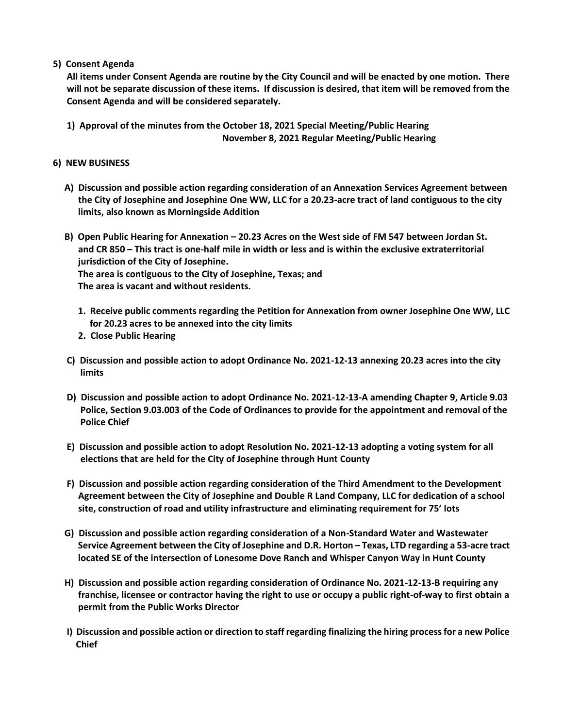**5) Consent Agenda**

**All items under Consent Agenda are routine by the City Council and will be enacted by one motion. There will not be separate discussion of these items. If discussion is desired, that item will be removed from the Consent Agenda and will be considered separately.**

**1) Approval of the minutes from the October 18, 2021 Special Meeting/Public Hearing**
**November 8, 2021 Regular Meeting/Public Hearing**

**6) NEW BUSINESS**

**A) Discussion and possible action regarding consideration of an Annexation Services Agreement between the City of Josephine and Josephine One WW, LLC for a 20.23-acre tract of land contiguous to the city limits, also known as Morningside Addition**

**B) Open Public Hearing for Annexation – 20.23 Acres on the West side of FM 547 between Jordan St. and CR 850 – This tract is one-half mile in width or less and is within the exclusive extraterritorial jurisdiction of the City of Josephine.**
**The area is contiguous to the City of Josephine, Texas; and**
**The area is vacant and without residents.**

1. **Receive public comments regarding the Petition for Annexation from owner Josephine One WW, LLC for 20.23 acres to be annexed into the city limits**
2. **Close Public Hearing**

**C) Discussion and possible action to adopt Ordinance No. 2021-12-13 annexing 20.23 acres into the city limits**

**D) Discussion and possible action to adopt Ordinance No. 2021-12-13-A amending Chapter 9, Article 9.03 Police, Section 9.03.003 of the Code of Ordinances to provide for the appointment and removal of the Police Chief**

**E) Discussion and possible action to adopt Resolution No. 2021-12-13 adopting a voting system for all elections that are held for the City of Josephine through Hunt County**

**F) Discussion and possible action regarding consideration of the Third Amendment to the Development Agreement between the City of Josephine and Double R Land Company, LLC for dedication of a school site, construction of road and utility infrastructure and eliminating requirement for 75' lots**

**G) Discussion and possible action regarding consideration of a Non-Standard Water and Wastewater Service Agreement between the City of Josephine and D.R. Horton – Texas, LTD regarding a 53-acre tract located SE of the intersection of Lonesome Dove Ranch and Whisper Canyon Way in Hunt County**

**H) Discussion and possible action regarding consideration of Ordinance No. 2021-12-13-B requiring any franchise, licensee or contractor having the right to use or occupy a public right-of-way to first obtain a permit from the Public Works Director**

**I) Discussion and possible action or direction to staff regarding finalizing the hiring process for a new Police Chief**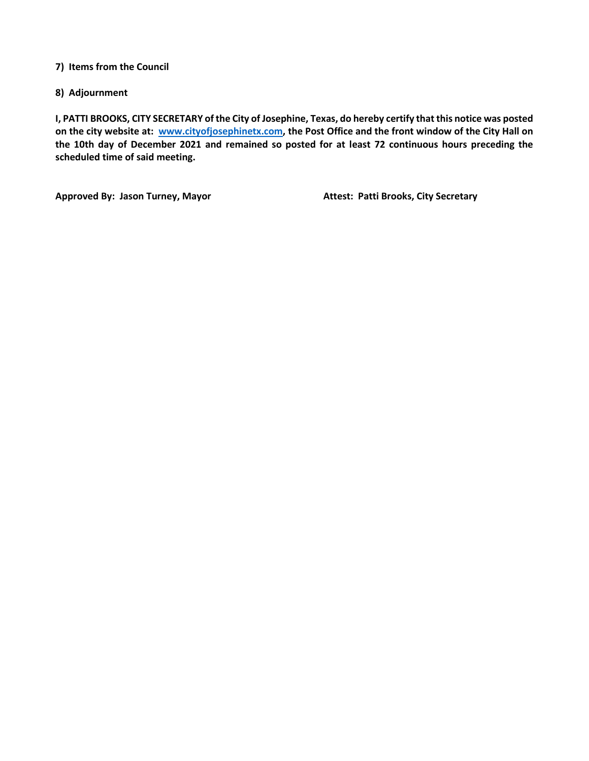**7) Items from the Council**

**8) Adjournment**

**I, PATTI BROOKS, CITY SECRETARY of the City of Josephine, Texas, do hereby certify that this notice was posted on the city website at: [www.cityofjosephinetx.com](http://www.cityofjosephinetx.com), the Post Office and the front window of the City Hall on the 10th day of December 2021 and remained so posted for at least 72 continuous hours preceding the scheduled time of said meeting.**

**Approved By: Jason Turney, Mayor**

**Attest: Patti Brooks, City Secretary**